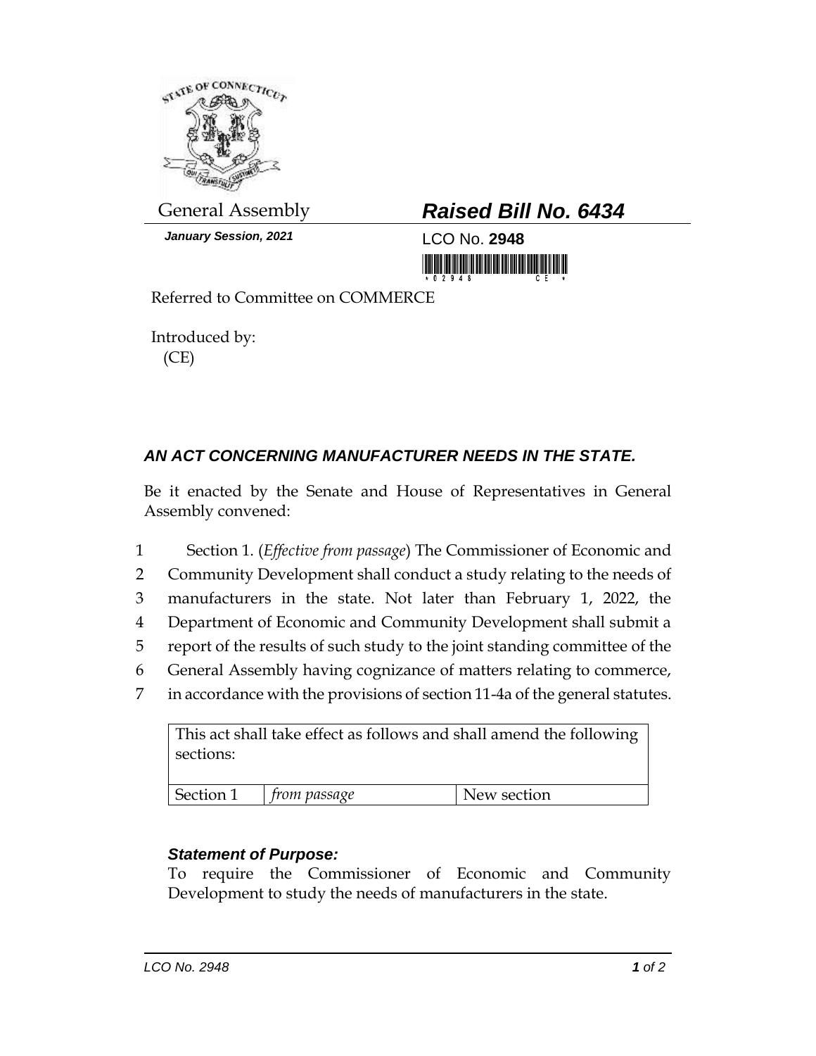General Assembly

***January Session, 2021***

## ***Raised Bill No. 6434***

LCO No. **2948**

Referred to Committee on COMMERCE

Introduced by:
(CE)

### ***AN ACT CONCERNING MANUFACTURER NEEDS IN THE STATE.***

Be it enacted by the Senate and House of Representatives in General Assembly convened:

1 Section 1. (*Effective from passage*) The Commissioner of Economic and
2 Community Development shall conduct a study relating to the needs of
3 manufacturers in the state. Not later than February 1, 2022, the
4 Department of Economic and Community Development shall submit a
5 report of the results of such study to the joint standing committee of the
6 General Assembly having cognizance of matters relating to commerce,
7 in accordance with the provisions of section 11-4a of the general statutes.

| This act shall take effect as follows and shall amend the following sections: | | |
|---|---|---|
| Section 1 | *from passage* | New section |

***Statement of Purpose:***

To require the Commissioner of Economic and Community Development to study the needs of manufacturers in the state.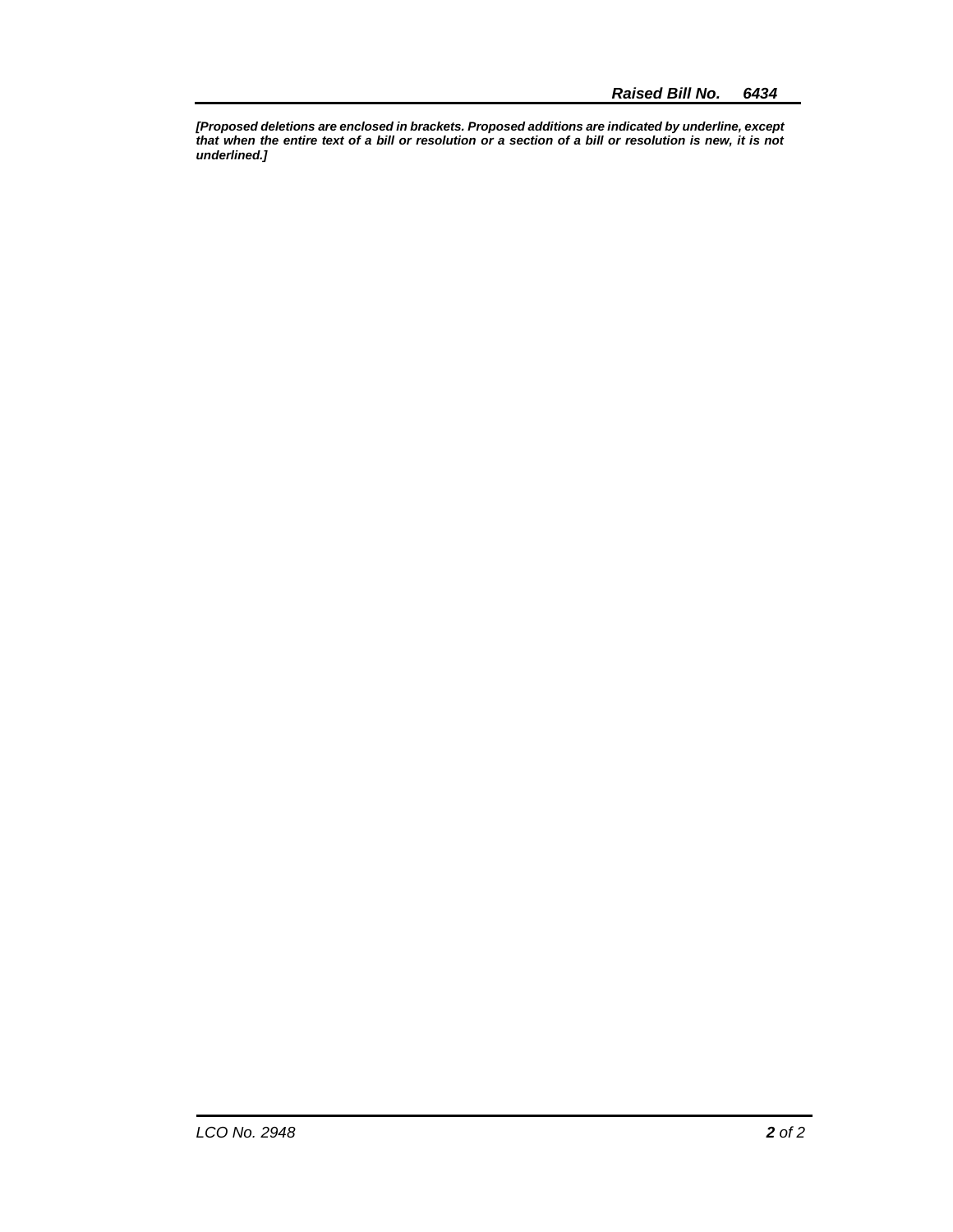*[Proposed deletions are enclosed in brackets. Proposed additions are indicated by underline, except that when the entire text of a bill or resolution or a section of a bill or resolution is new, it is not underlined.]*